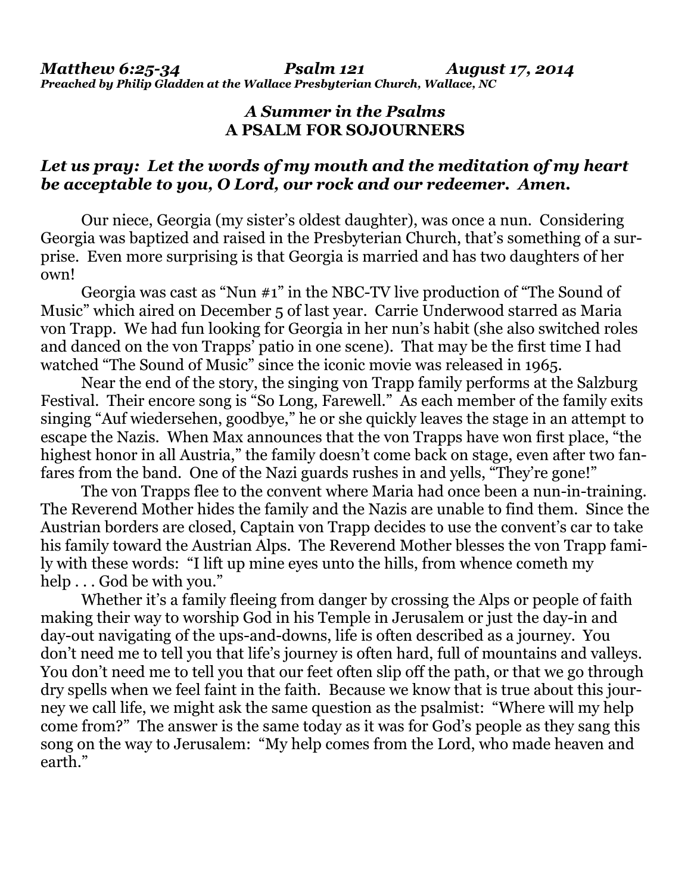***Matthew 6:25-34 Psalm 121 August 17, 2014***
***Preached by Philip Gladden at the Wallace Presbyterian Church, Wallace, NC***

## *A Summer in the Psalms*
## A PSALM FOR SOJOURNERS

***Let us pray: Let the words of my mouth and the meditation of my heart be acceptable to you, O Lord, our rock and our redeemer. Amen.***

Our niece, Georgia (my sister's oldest daughter), was once a nun. Considering Georgia was baptized and raised in the Presbyterian Church, that's something of a surprise. Even more surprising is that Georgia is married and has two daughters of her own!

Georgia was cast as "Nun #1" in the NBC-TV live production of "The Sound of Music" which aired on December 5 of last year. Carrie Underwood starred as Maria von Trapp. We had fun looking for Georgia in her nun's habit (she also switched roles and danced on the von Trapps' patio in one scene). That may be the first time I had watched "The Sound of Music" since the iconic movie was released in 1965.

Near the end of the story, the singing von Trapp family performs at the Salzburg Festival. Their encore song is "So Long, Farewell." As each member of the family exits singing "Auf wiedersehen, goodbye," he or she quickly leaves the stage in an attempt to escape the Nazis. When Max announces that the von Trapps have won first place, "the highest honor in all Austria," the family doesn't come back on stage, even after two fanfares from the band. One of the Nazi guards rushes in and yells, "They're gone!"

The von Trapps flee to the convent where Maria had once been a nun-in-training. The Reverend Mother hides the family and the Nazis are unable to find them. Since the Austrian borders are closed, Captain von Trapp decides to use the convent's car to take his family toward the Austrian Alps. The Reverend Mother blesses the von Trapp family with these words: "I lift up mine eyes unto the hills, from whence cometh my help . . . God be with you."

Whether it's a family fleeing from danger by crossing the Alps or people of faith making their way to worship God in his Temple in Jerusalem or just the day-in and day-out navigating of the ups-and-downs, life is often described as a journey. You don't need me to tell you that life's journey is often hard, full of mountains and valleys. You don't need me to tell you that our feet often slip off the path, or that we go through dry spells when we feel faint in the faith. Because we know that is true about this journey we call life, we might ask the same question as the psalmist: "Where will my help come from?" The answer is the same today as it was for God's people as they sang this song on the way to Jerusalem: "My help comes from the Lord, who made heaven and earth."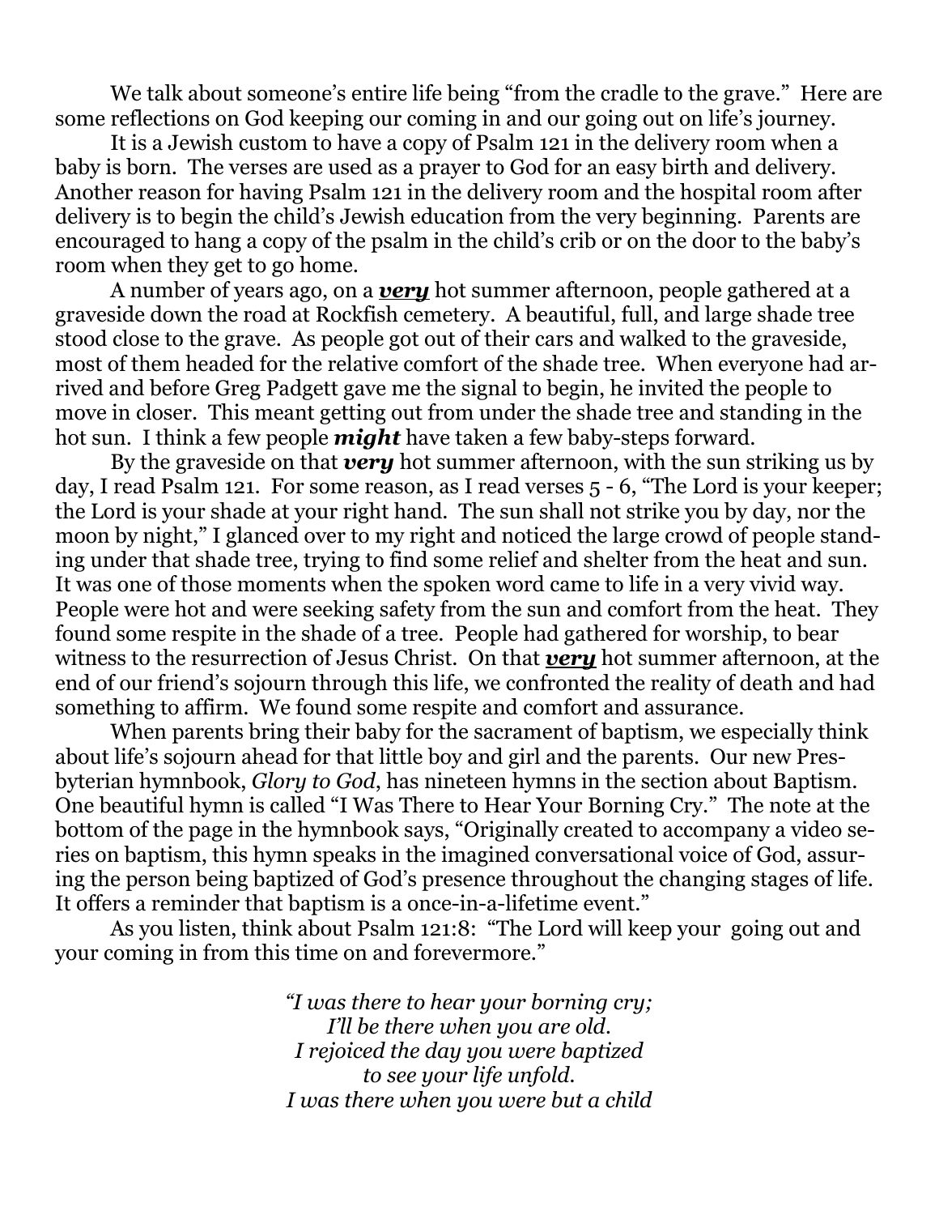We talk about someone's entire life being "from the cradle to the grave." Here are some reflections on God keeping our coming in and our going out on life's journey.

It is a Jewish custom to have a copy of Psalm 121 in the delivery room when a baby is born. The verses are used as a prayer to God for an easy birth and delivery. Another reason for having Psalm 121 in the delivery room and the hospital room after delivery is to begin the child's Jewish education from the very beginning. Parents are encouraged to hang a copy of the psalm in the child's crib or on the door to the baby's room when they get to go home.

A number of years ago, on a ***<u>very</u>*** hot summer afternoon, people gathered at a graveside down the road at Rockfish cemetery. A beautiful, full, and large shade tree stood close to the grave. As people got out of their cars and walked to the graveside, most of them headed for the relative comfort of the shade tree. When everyone had arrived and before Greg Padgett gave me the signal to begin, he invited the people to move in closer. This meant getting out from under the shade tree and standing in the hot sun. I think a few people ***might*** have taken a few baby-steps forward.

By the graveside on that ***very*** hot summer afternoon, with the sun striking us by day, I read Psalm 121. For some reason, as I read verses 5 - 6, "The Lord is your keeper; the Lord is your shade at your right hand. The sun shall not strike you by day, nor the moon by night," I glanced over to my right and noticed the large crowd of people standing under that shade tree, trying to find some relief and shelter from the heat and sun. It was one of those moments when the spoken word came to life in a very vivid way. People were hot and were seeking safety from the sun and comfort from the heat. They found some respite in the shade of a tree. People had gathered for worship, to bear witness to the resurrection of Jesus Christ. On that ***<u>very</u>*** hot summer afternoon, at the end of our friend's sojourn through this life, we confronted the reality of death and had something to affirm. We found some respite and comfort and assurance.

When parents bring their baby for the sacrament of baptism, we especially think about life's sojourn ahead for that little boy and girl and the parents. Our new Presbyterian hymnbook, *Glory to God*, has nineteen hymns in the section about Baptism. One beautiful hymn is called "I Was There to Hear Your Borning Cry." The note at the bottom of the page in the hymnbook says, "Originally created to accompany a video series on baptism, this hymn speaks in the imagined conversational voice of God, assuring the person being baptized of God's presence throughout the changing stages of life. It offers a reminder that baptism is a once-in-a-lifetime event."

As you listen, think about Psalm 121:8: "The Lord will keep your going out and your coming in from this time on and forevermore."

*"I was there to hear your borning cry;*
*I'll be there when you are old.*
*I rejoiced the day you were baptized*
*to see your life unfold.*
*I was there when you were but a child*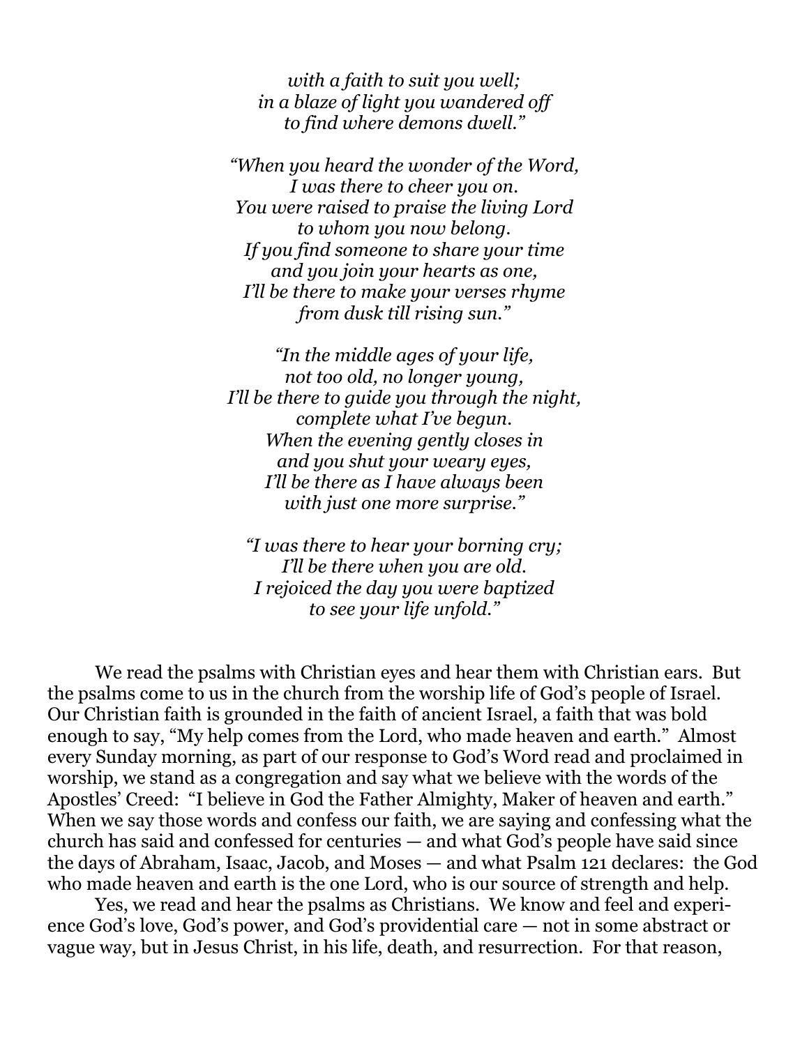*with a faith to suit you well;*
*in a blaze of light you wandered off*
*to find where demons dwell."*

*"When you heard the wonder of the Word,*
*I was there to cheer you on.*
*You were raised to praise the living Lord*
*to whom you now belong.*
*If you find someone to share your time*
*and you join your hearts as one,*
*I'll be there to make your verses rhyme*
*from dusk till rising sun."*

*"In the middle ages of your life,*
*not too old, no longer young,*
*I'll be there to guide you through the night,*
*complete what I've begun.*
*When the evening gently closes in*
*and you shut your weary eyes,*
*I'll be there as I have always been*
*with just one more surprise."*

*"I was there to hear your borning cry;*
*I'll be there when you are old.*
*I rejoiced the day you were baptized*
*to see your life unfold."*

We read the psalms with Christian eyes and hear them with Christian ears. But the psalms come to us in the church from the worship life of God's people of Israel. Our Christian faith is grounded in the faith of ancient Israel, a faith that was bold enough to say, "My help comes from the Lord, who made heaven and earth." Almost every Sunday morning, as part of our response to God's Word read and proclaimed in worship, we stand as a congregation and say what we believe with the words of the Apostles' Creed: "I believe in God the Father Almighty, Maker of heaven and earth." When we say those words and confess our faith, we are saying and confessing what the church has said and confessed for centuries — and what God's people have said since the days of Abraham, Isaac, Jacob, and Moses — and what Psalm 121 declares: the God who made heaven and earth is the one Lord, who is our source of strength and help.

Yes, we read and hear the psalms as Christians. We know and feel and experience God's love, God's power, and God's providential care — not in some abstract or vague way, but in Jesus Christ, in his life, death, and resurrection. For that reason,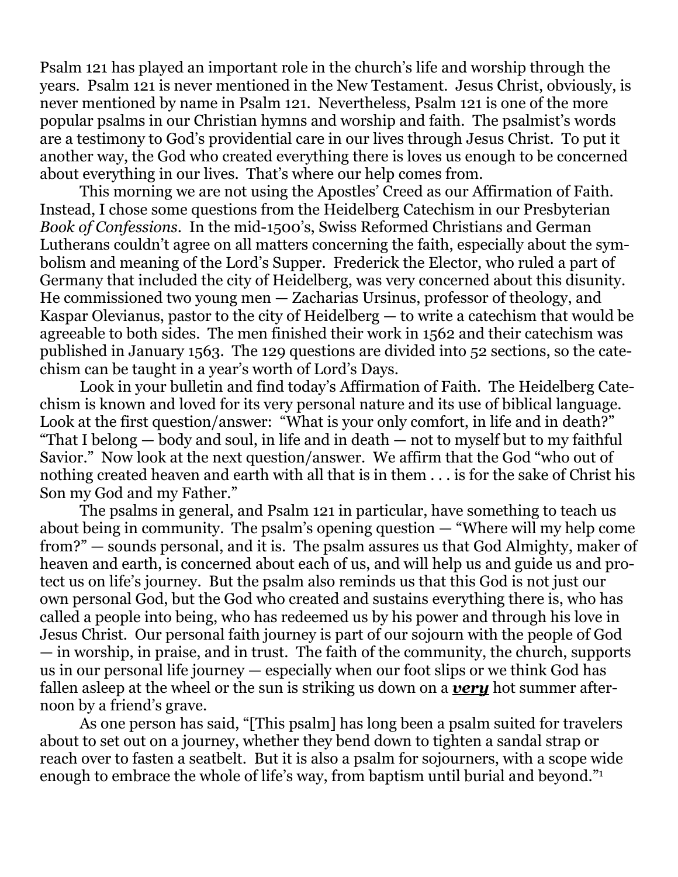Psalm 121 has played an important role in the church's life and worship through the years. Psalm 121 is never mentioned in the New Testament. Jesus Christ, obviously, is never mentioned by name in Psalm 121. Nevertheless, Psalm 121 is one of the more popular psalms in our Christian hymns and worship and faith. The psalmist's words are a testimony to God's providential care in our lives through Jesus Christ. To put it another way, the God who created everything there is loves us enough to be concerned about everything in our lives. That's where our help comes from.

This morning we are not using the Apostles' Creed as our Affirmation of Faith. Instead, I chose some questions from the Heidelberg Catechism in our Presbyterian *Book of Confessions*. In the mid-1500's, Swiss Reformed Christians and German Lutherans couldn't agree on all matters concerning the faith, especially about the symbolism and meaning of the Lord's Supper. Frederick the Elector, who ruled a part of Germany that included the city of Heidelberg, was very concerned about this disunity. He commissioned two young men — Zacharias Ursinus, professor of theology, and Kaspar Olevianus, pastor to the city of Heidelberg — to write a catechism that would be agreeable to both sides. The men finished their work in 1562 and their catechism was published in January 1563. The 129 questions are divided into 52 sections, so the catechism can be taught in a year's worth of Lord's Days.

Look in your bulletin and find today's Affirmation of Faith. The Heidelberg Catechism is known and loved for its very personal nature and its use of biblical language. Look at the first question/answer: "What is your only comfort, in life and in death?" "That I belong — body and soul, in life and in death — not to myself but to my faithful Savior." Now look at the next question/answer. We affirm that the God "who out of nothing created heaven and earth with all that is in them . . . is for the sake of Christ his Son my God and my Father."

The psalms in general, and Psalm 121 in particular, have something to teach us about being in community. The psalm's opening question — "Where will my help come from?" — sounds personal, and it is. The psalm assures us that God Almighty, maker of heaven and earth, is concerned about each of us, and will help us and guide us and protect us on life's journey. But the psalm also reminds us that this God is not just our own personal God, but the God who created and sustains everything there is, who has called a people into being, who has redeemed us by his power and through his love in Jesus Christ. Our personal faith journey is part of our sojourn with the people of God — in worship, in praise, and in trust. The faith of the community, the church, supports us in our personal life journey — especially when our foot slips or we think God has fallen asleep at the wheel or the sun is striking us down on a ***very*** hot summer afternoon by a friend's grave.

As one person has said, "[This psalm] has long been a psalm suited for travelers about to set out on a journey, whether they bend down to tighten a sandal strap or reach over to fasten a seatbelt. But it is also a psalm for sojourners, with a scope wide enough to embrace the whole of life's way, from baptism until burial and beyond."[1]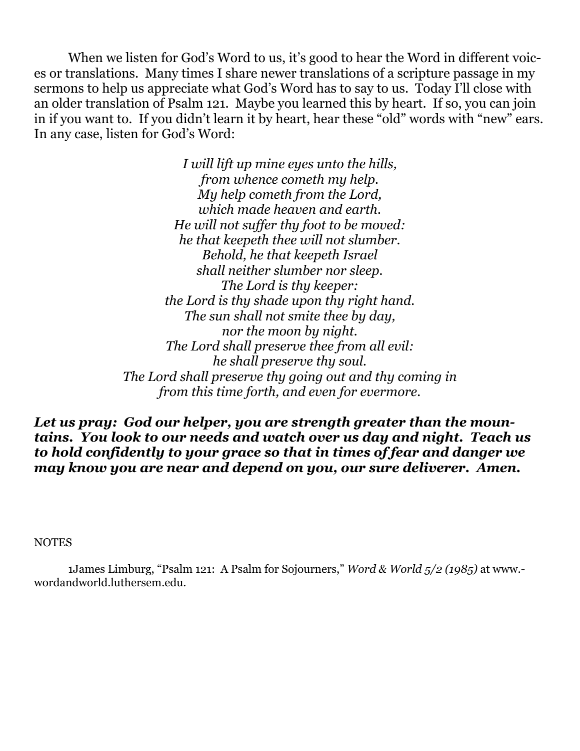When we listen for God's Word to us, it's good to hear the Word in different voices or translations. Many times I share newer translations of a scripture passage in my sermons to help us appreciate what God's Word has to say to us. Today I'll close with an older translation of Psalm 121. Maybe you learned this by heart. If so, you can join in if you want to. If you didn't learn it by heart, hear these "old" words with "new" ears. In any case, listen for God's Word:

*I will lift up mine eyes unto the hills,*
*from whence cometh my help.*
*My help cometh from the Lord,*
*which made heaven and earth.*
*He will not suffer thy foot to be moved:*
*he that keepeth thee will not slumber.*
*Behold, he that keepeth Israel*
*shall neither slumber nor sleep.*
*The Lord is thy keeper:*
*the Lord is thy shade upon thy right hand.*
*The sun shall not smite thee by day,*
*nor the moon by night.*
*The Lord shall preserve thee from all evil:*
*he shall preserve thy soul.*
*The Lord shall preserve thy going out and thy coming in*
*from this time forth, and even for evermore.*

***Let us pray: God our helper, you are strength greater than the mountains. You look to our needs and watch over us day and night. Teach us to hold confidently to your grace so that in times of fear and danger we may know you are near and depend on you, our sure deliverer. Amen.***

NOTES

1James Limburg, "Psalm 121: A Psalm for Sojourners," *Word & World 5/2 (1985)* at www.wordandworld.luthersem.edu.